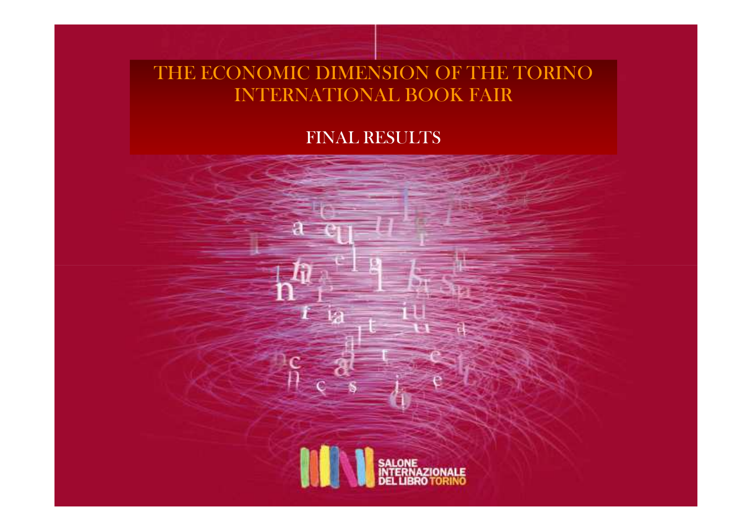# THE ECONOMIC DIMENSION OF THE TORINO INTERNATIONAL BOOK FAIR

## FINAL RESULTS

SALONE INTERNAZIONALE DEL LIBRO TORINO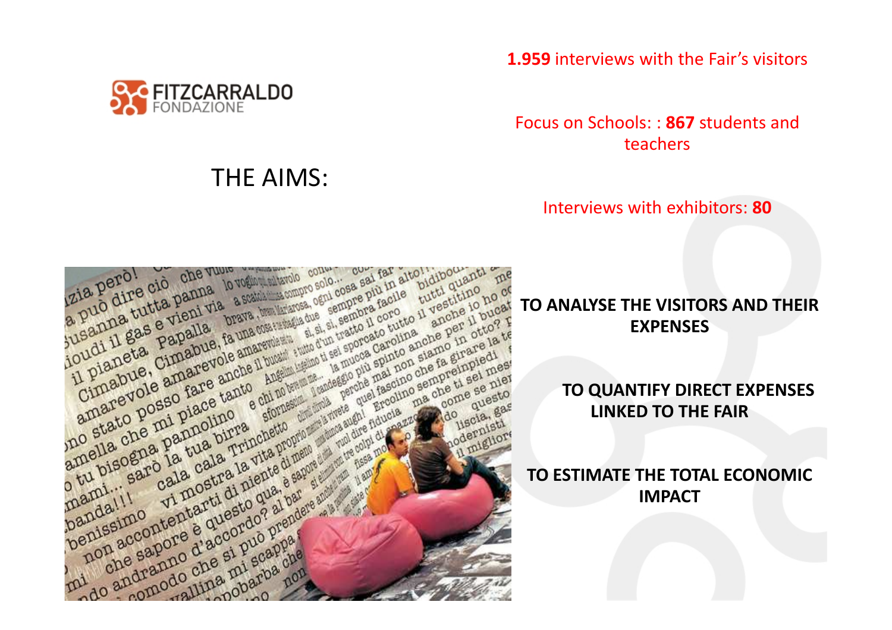FITZCARRALDO FONDAZIONE

**1.959** interviews with the Fair's visitors

Focus on Schools: : **867** students and teachers

Interviews with exhibitors: **80**

# THE AIMS:

**TO ANALYSE THE VISITORS AND THEIR EXPENSES**

**TO QUANTIFY DIRECT EXPENSES LINKED TO THE FAIR**

**TO ESTIMATE THE TOTAL ECONOMIC IMPACT**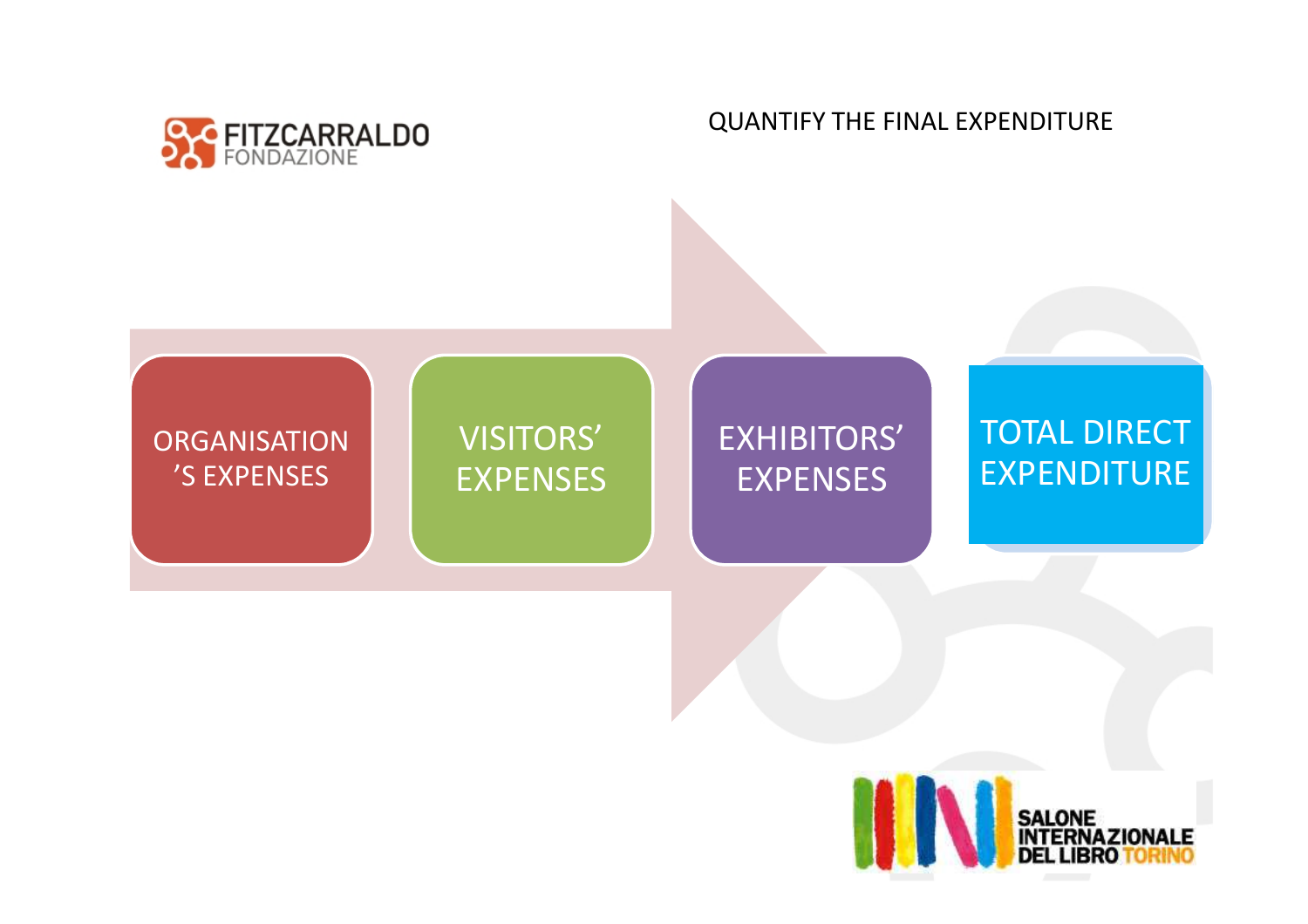## QUANTIFY THE FINAL EXPENDITURE

ORGANISATION'S EXPENSES → VISITORS' EXPENSES → EXHIBITORS' EXPENSES → TOTAL DIRECT EXPENDITURE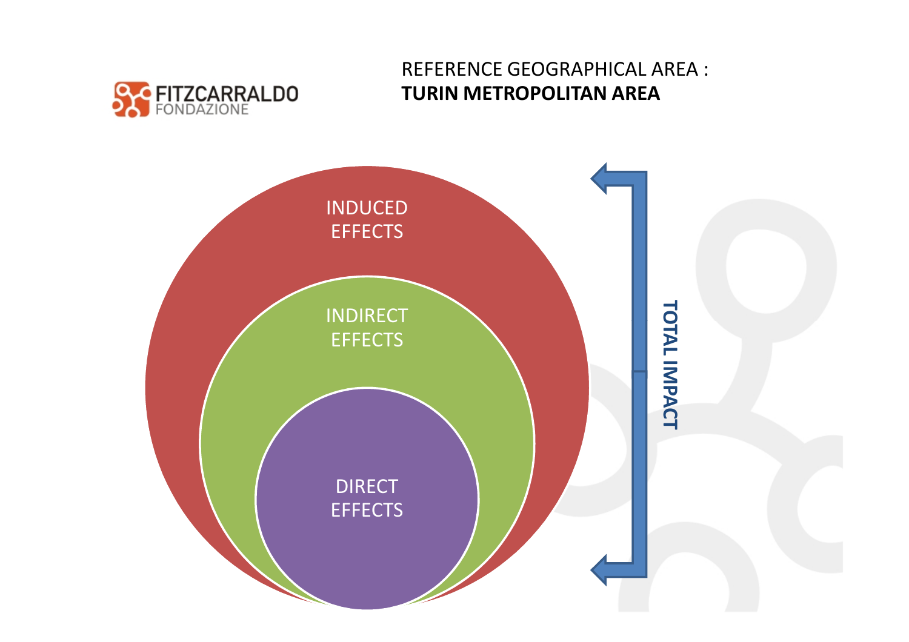REFERENCE GEOGRAPHICAL AREA :
**TURIN METROPOLITAN AREA**

INDUCED EFFECTS

INDIRECT EFFECTS

DIRECT EFFECTS

TOTAL IMPACT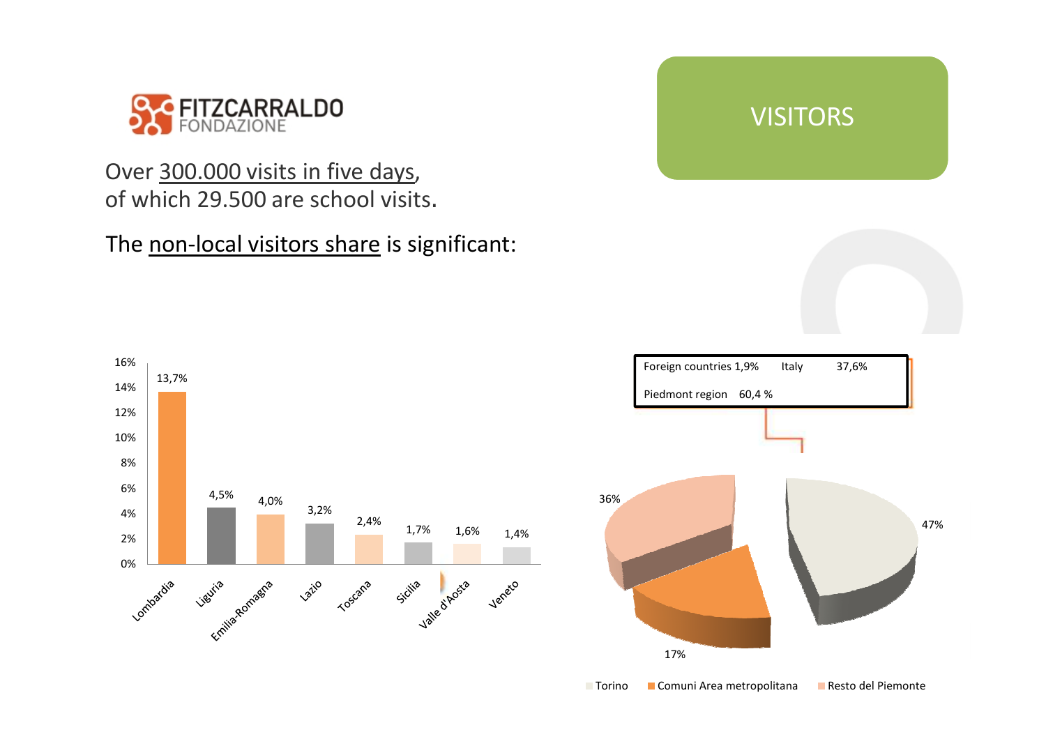# VISITORS

Over 300.000 visits in five days, of which 29.500 are school visits.

The non-local visitors share is significant:

| Region | Share |
|---|---|
| Lombardia | 13,7% |
| Liguria | 4,5% |
| Emilia-Romagna | 4,0% |
| Lazio | 3,2% |
| Toscana | 2,4% |
| Sicilia | 1,7% |
| Valle d'Aosta | 1,6% |
| Veneto | 1,4% |

Foreign countries 1,9% | Italy 37,6% | Piedmont region 60,4 %

| Area | Share |
|---|---|
| Torino | 47% |
| Comuni Area metropolitana | 17% |
| Resto del Piemonte | 36% |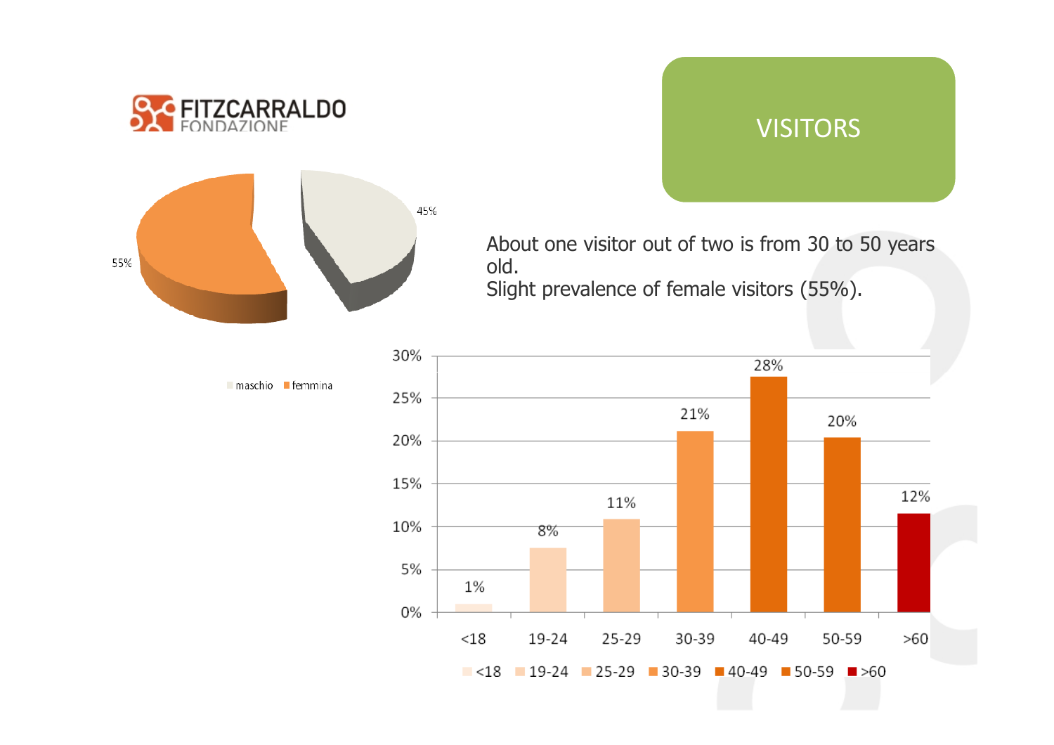# VISITORS

FITZCARRALDO FONDAZIONE

About one visitor out of two is from 30 to 50 years old.
Slight prevalence of female visitors (55%).

| | maschio | femmina |
|---|---|---|
| % | 45% | 55% |

| Age | <18 | 19-24 | 25-29 | 30-39 | 40-49 | 50-59 | >60 |
|---|---|---|---|---|---|---|---|
| % | 1% | 8% | 11% | 21% | 28% | 20% | 12% |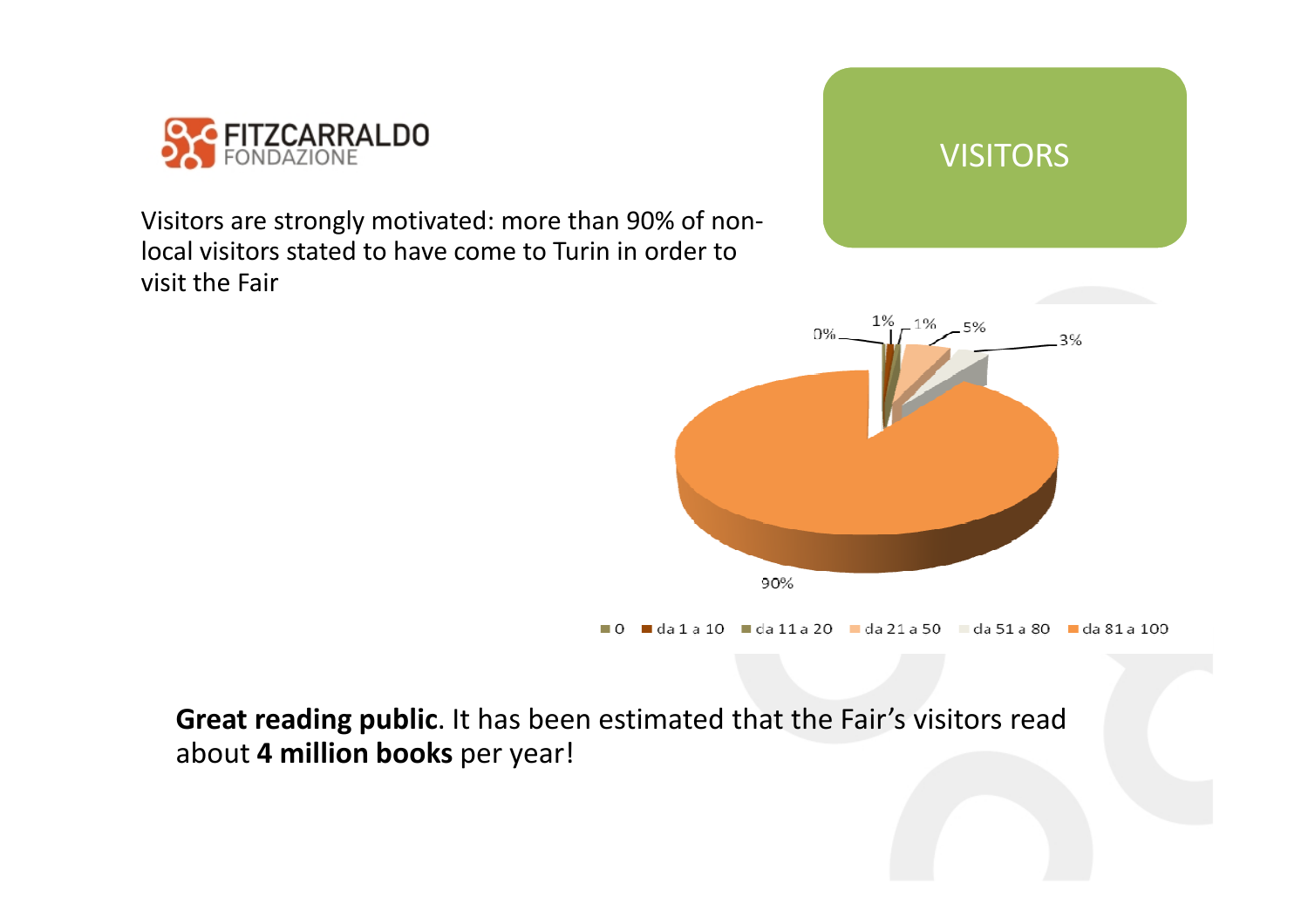# VISITORS

Visitors are strongly motivated: more than 90% of non-local visitors stated to have come to Turin in order to visit the Fair

| Category | Percentage |
|---|---|
| 0 | 0% |
| da 1 a 10 | 1% |
| da 11 a 20 | 1% |
| da 21 a 50 | 5% |
| da 51 a 80 | 3% |
| da 81 a 100 | 90% |

**Great reading public**. It has been estimated that the Fair's visitors read about **4 million books** per year!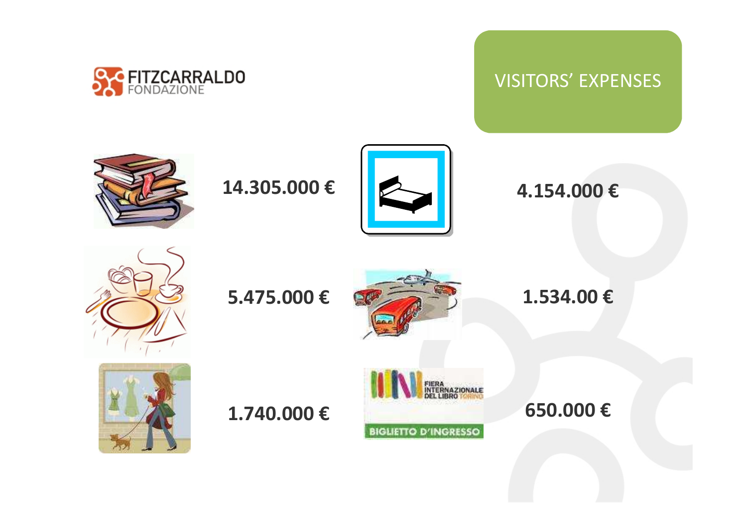FITZCARRALDO FONDAZIONE

# VISITORS' EXPENSES

14.305.000 €

4.154.000 €

5.475.000 €

1.534.00 €

1.740.000 €

FIERA INTERNAZIONALE DEL LIBRO TORINO

BIGLIETTO D'INGRESSO

650.000 €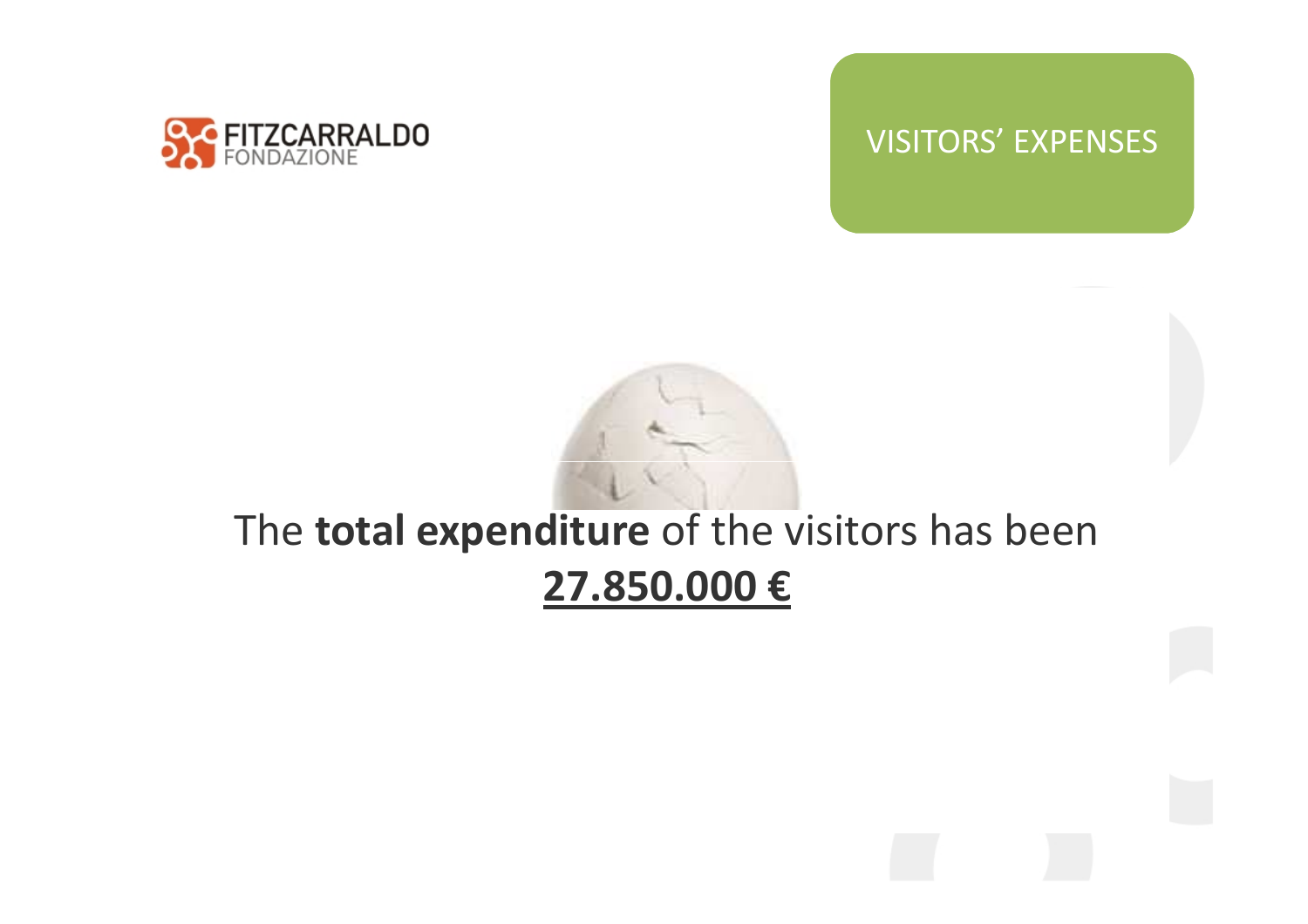FITZCARRALDO FONDAZIONE

## VISITORS' EXPENSES

The **total expenditure** of the visitors has been
**27.850.000 €**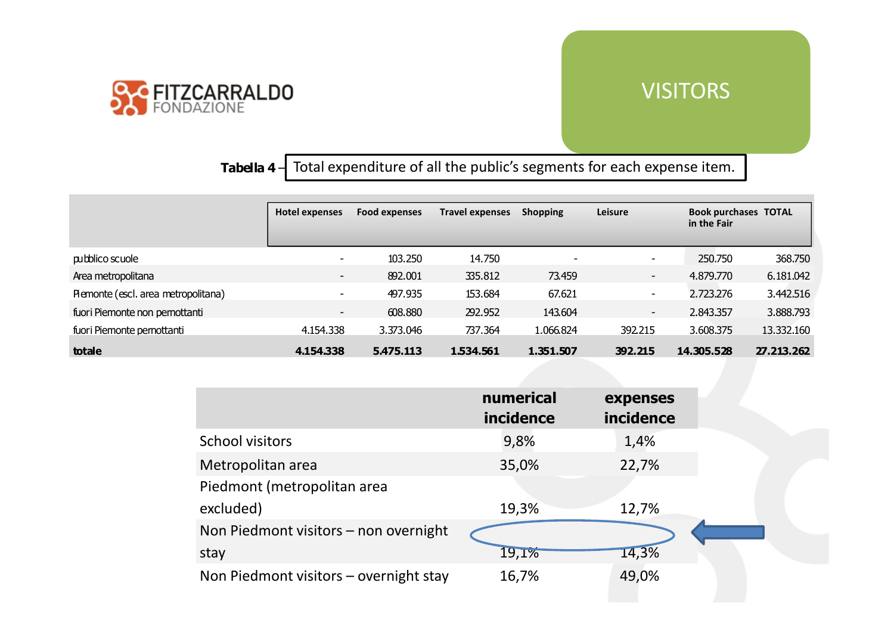# VISITORS

**Tabella 4** – Total expenditure of all the public's segments for each expense item.

| | Hotel expenses | Food expenses | Travel expenses | Shopping | Leisure | Book purchases in the Fair | TOTAL |
|---|---|---|---|---|---|---|---|
| pubblico scuole | - | 103.250 | 14.750 | - | - | 250.750 | 368.750 |
| Area metropolitana | - | 892.001 | 335.812 | 73.459 | - | 4.879.770 | 6.181.042 |
| Piemonte (escl. area metropolitana) | - | 497.935 | 153.684 | 67.621 | - | 2.723.276 | 3.442.516 |
| fuori Piemonte non pernottanti | - | 608.880 | 292.952 | 143.604 | - | 2.843.357 | 3.888.793 |
| fuori Piemonte pernottanti | 4.154.338 | 3.373.046 | 737.364 | 1.066.824 | 392.215 | 3.608.375 | 13.332.160 |
| **totale** | **4.154.338** | **5.475.113** | **1.534.561** | **1.351.507** | **392.215** | **14.305.528** | **27.213.262** |

| | **numerical incidence** | **expenses incidence** |
|---|---|---|
| School visitors | 9,8% | 1,4% |
| Metropolitan area | 35,0% | 22,7% |
| Piedmont (metropolitan area excluded) | 19,3% | 12,7% |
| Non Piedmont visitors – non overnight stay | 19,1% | 14,3% |
| Non Piedmont visitors – overnight stay | 16,7% | 49,0% |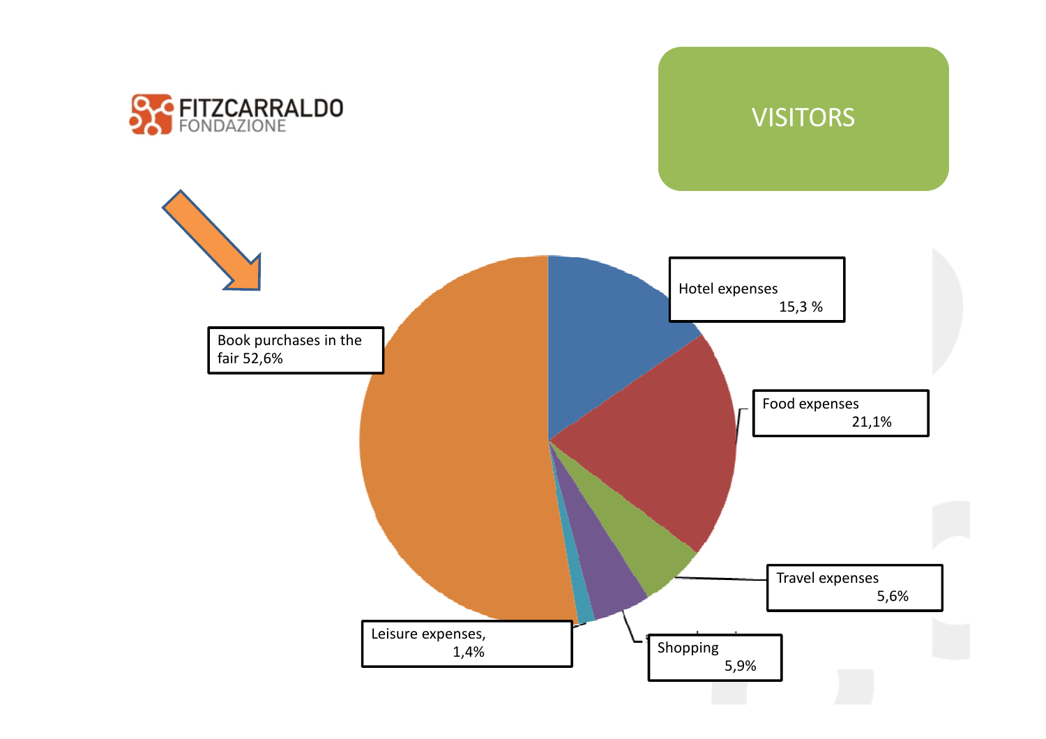FITZCARRALDO FONDAZIONE

# VISITORS

Book purchases in the fair 52,6%

Hotel expenses 15,3 %

Food expenses 21,1%

Travel expenses 5,6%

Shopping 5,9%

Leisure expenses, 1,4%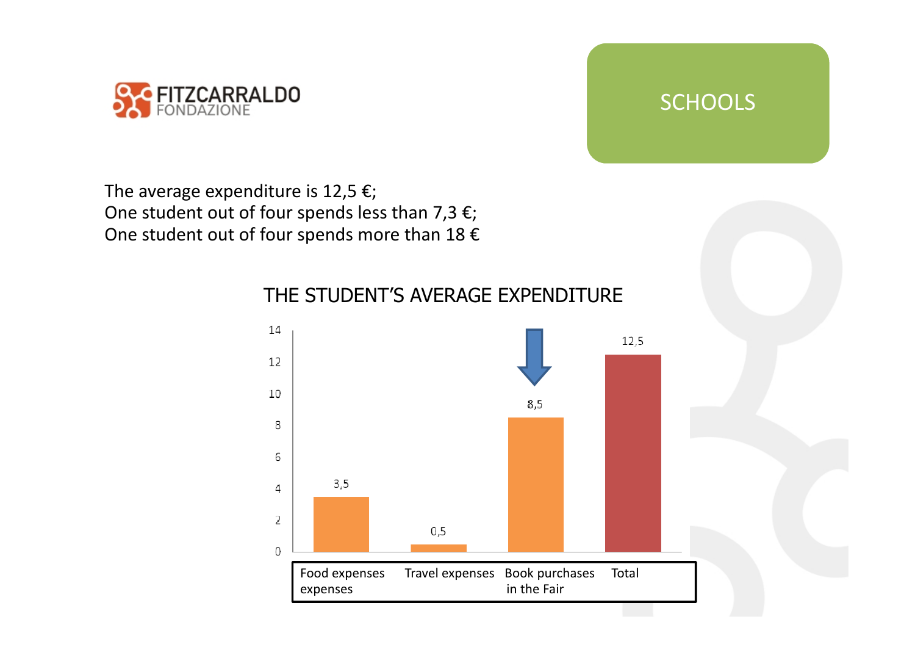SCHOOLS

The average expenditure is 12,5 €;
One student out of four spends less than 7,3 €;
One student out of four spends more than 18 €

## THE STUDENT'S AVERAGE EXPENDITURE

| Food expenses expenses | Travel expenses | Book purchases in the Fair | Total |
|---|---|---|---|
| 3,5 | 0,5 | 8,5 | 12,5 |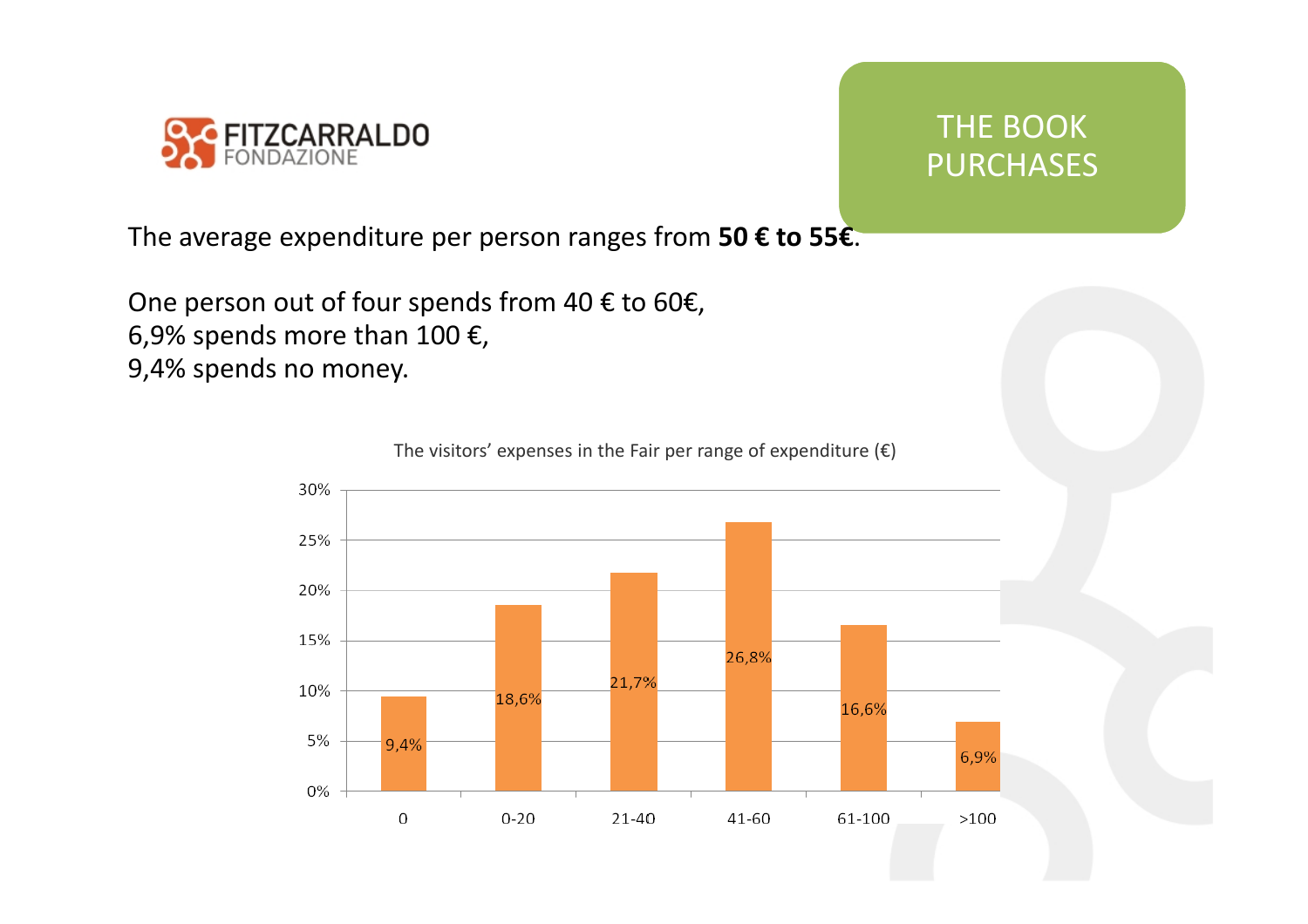FITZCARRALDO FONDAZIONE

# THE BOOK PURCHASES

The average expenditure per person ranges from **50 € to 55€**.

One person out of four spends from 40 € to 60€,
6,9% spends more than 100 €,
9,4% spends no money.

The visitors' expenses in the Fair per range of expenditure (€)

| Range (€) | % |
|---|---|
| 0 | 9,4% |
| 0-20 | 18,6% |
| 21-40 | 21,7% |
| 41-60 | 26,8% |
| 61-100 | 16,6% |
| >100 | 6,9% |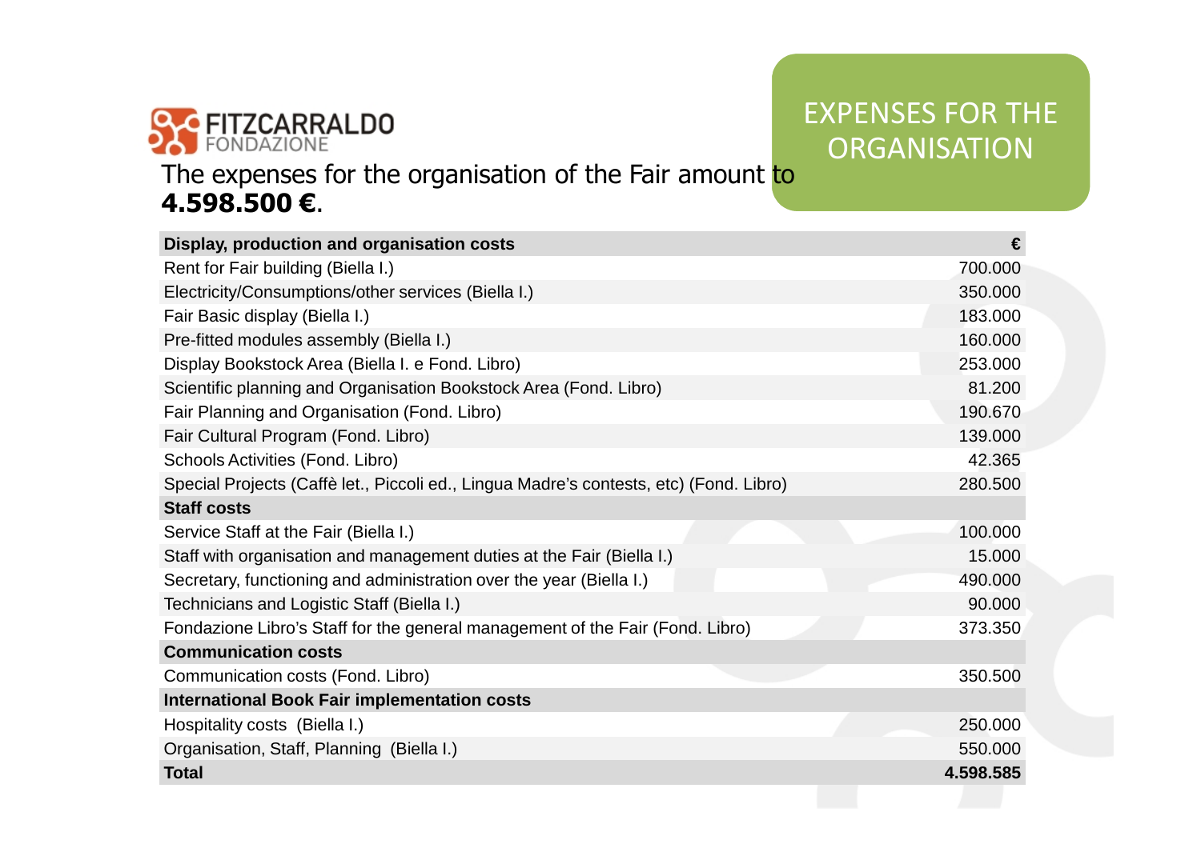FITZCARRALDO FONDAZIONE

# EXPENSES FOR THE ORGANISATION

The expenses for the organisation of the Fair amount to **4.598.500 €**.

| Display, production and organisation costs | € |
|---|---|
| Rent for Fair building (Biella I.) | 700.000 |
| Electricity/Consumptions/other services (Biella I.) | 350.000 |
| Fair Basic display (Biella I.) | 183.000 |
| Pre-fitted modules assembly (Biella I.) | 160.000 |
| Display Bookstock Area (Biella I. e Fond. Libro) | 253.000 |
| Scientific planning and Organisation Bookstock Area (Fond. Libro) | 81.200 |
| Fair Planning and Organisation (Fond. Libro) | 190.670 |
| Fair Cultural Program (Fond. Libro) | 139.000 |
| Schools Activities (Fond. Libro) | 42.365 |
| Special Projects (Caffè let., Piccoli ed., Lingua Madre's contests, etc) (Fond. Libro) | 280.500 |
| **Staff costs** | |
| Service Staff at the Fair (Biella I.) | 100.000 |
| Staff with organisation and management duties at the Fair (Biella I.) | 15.000 |
| Secretary, functioning and administration over the year (Biella I.) | 490.000 |
| Technicians and Logistic Staff (Biella I.) | 90.000 |
| Fondazione Libro's Staff for the general management of the Fair (Fond. Libro) | 373.350 |
| **Communication costs** | |
| Communication costs (Fond. Libro) | 350.500 |
| **International Book Fair implementation costs** | |
| Hospitality costs (Biella I.) | 250.000 |
| Organisation, Staff, Planning (Biella I.) | 550.000 |
| **Total** | **4.598.585** |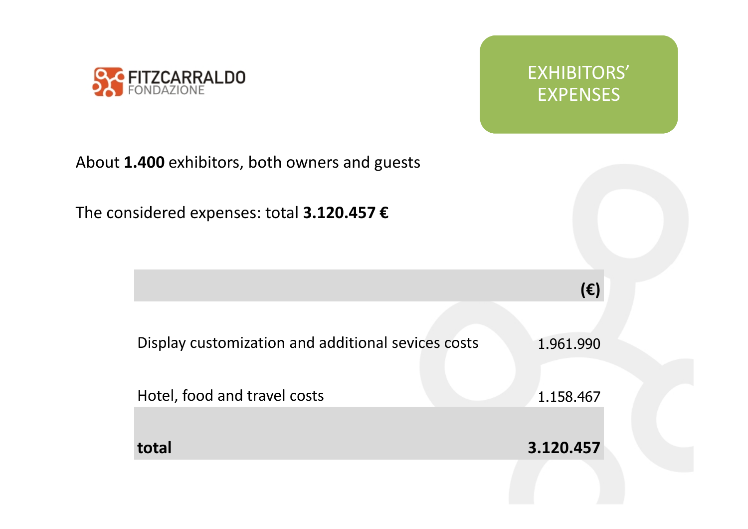FITZCARRALDO FONDAZIONE

# EXHIBITORS' EXPENSES

About **1.400** exhibitors, both owners and guests

The considered expenses: total **3.120.457 €**

| | **(€)** |
|---|---:|
| Display customization and additional sevices costs | 1.961.990 |
| Hotel, food and travel costs | 1.158.467 |
| **total** | **3.120.457** |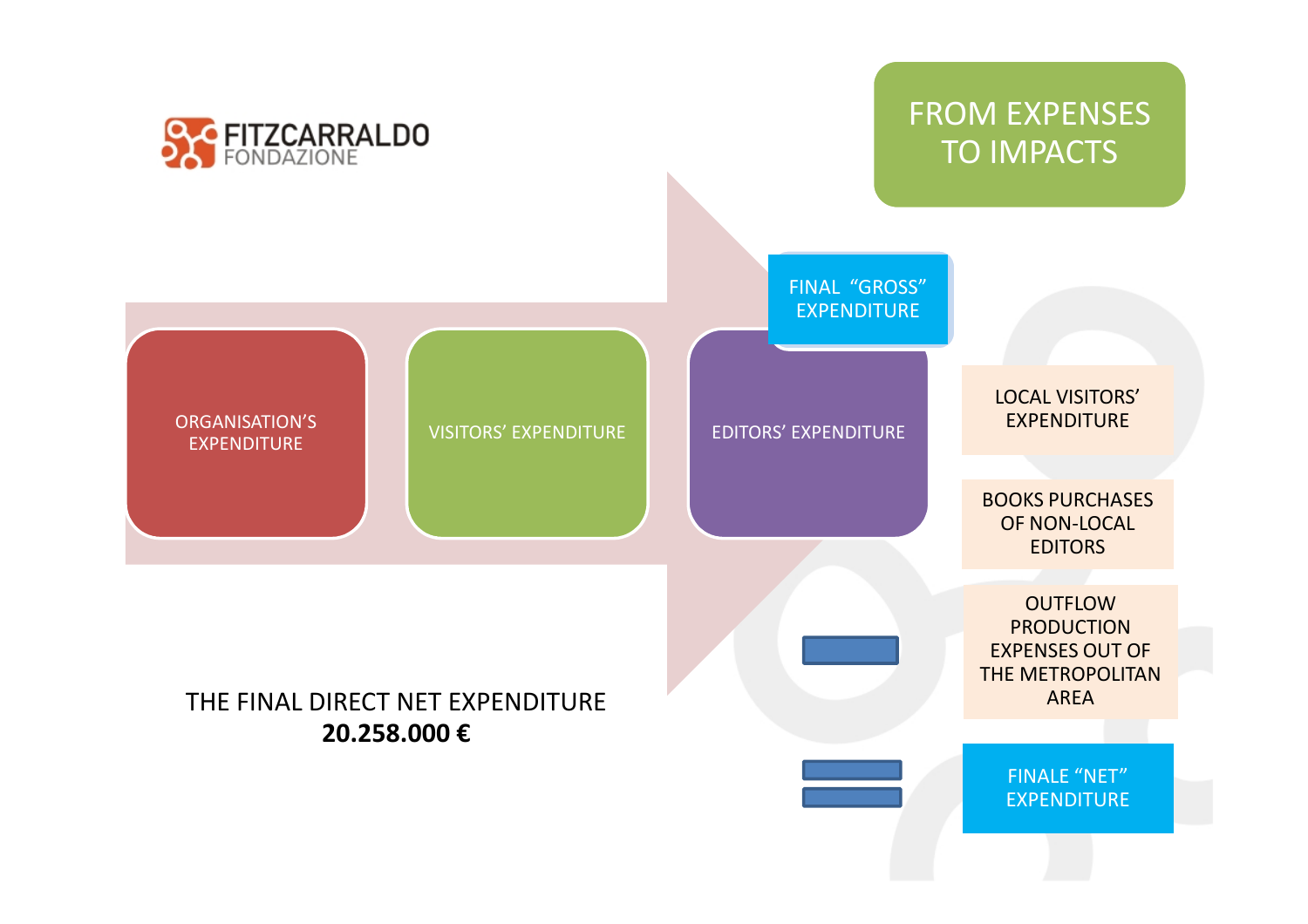FITZCARRALDO FONDAZIONE

# FROM EXPENSES TO IMPACTS

ORGANISATION'S EXPENDITURE

VISITORS' EXPENDITURE

EDITORS' EXPENDITURE

FINAL "GROSS" EXPENDITURE

LOCAL VISITORS' EXPENDITURE

BOOKS PURCHASES OF NON-LOCAL EDITORS

OUTFLOW PRODUCTION EXPENSES OUT OF THE METROPOLITAN AREA

FINALE "NET" EXPENDITURE

THE FINAL DIRECT NET EXPENDITURE
**20.258.000 €**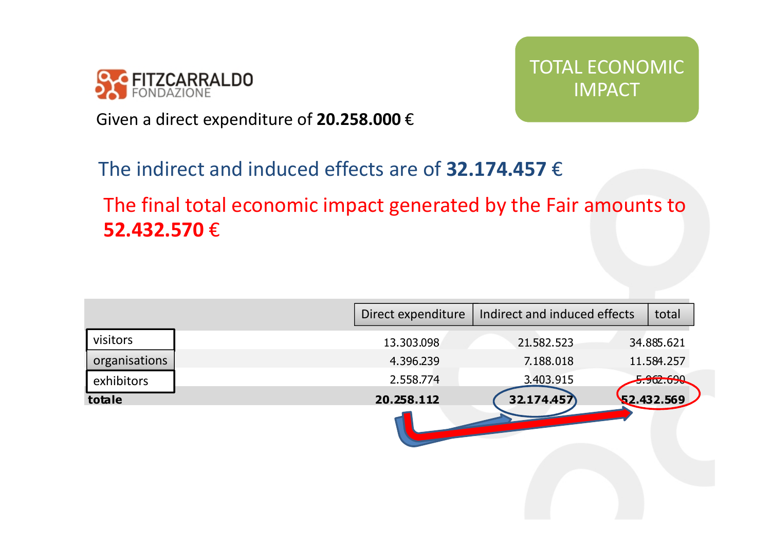# TOTAL ECONOMIC IMPACT

Given a direct expenditure of **20.258.000** €

The indirect and induced effects are of **32.174.457** €

The final total economic impact generated by the Fair amounts to **52.432.570** €

| | Direct expenditure | Indirect and induced effects | total |
|---|---|---|---|
| visitors | 13.303.098 | 21.582.523 | 34.885.621 |
| organisations | 4.396.239 | 7.188.018 | 11.584.257 |
| exhibitors | 2.558.774 | 3.403.915 | 5.962.690 |
| **totale** | **20.258.112** | **32.174.457** | **52.432.569** |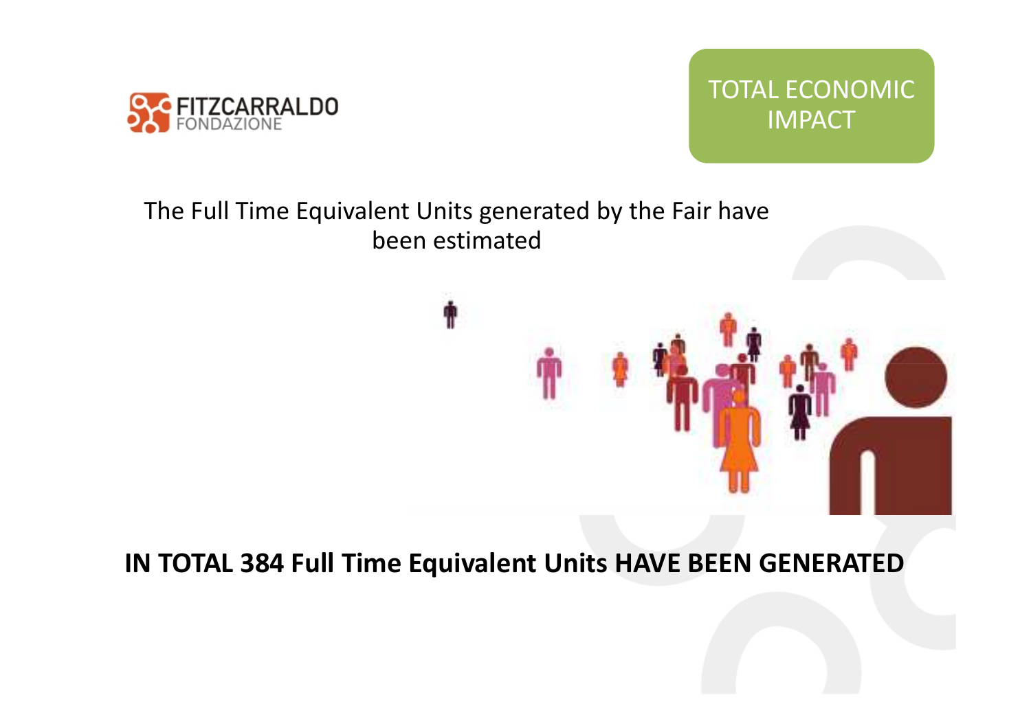FITZCARRALDO FONDAZIONE

## TOTAL ECONOMIC IMPACT

The Full Time Equivalent Units generated by the Fair have been estimated

**IN TOTAL 384 Full Time Equivalent Units HAVE BEEN GENERATED**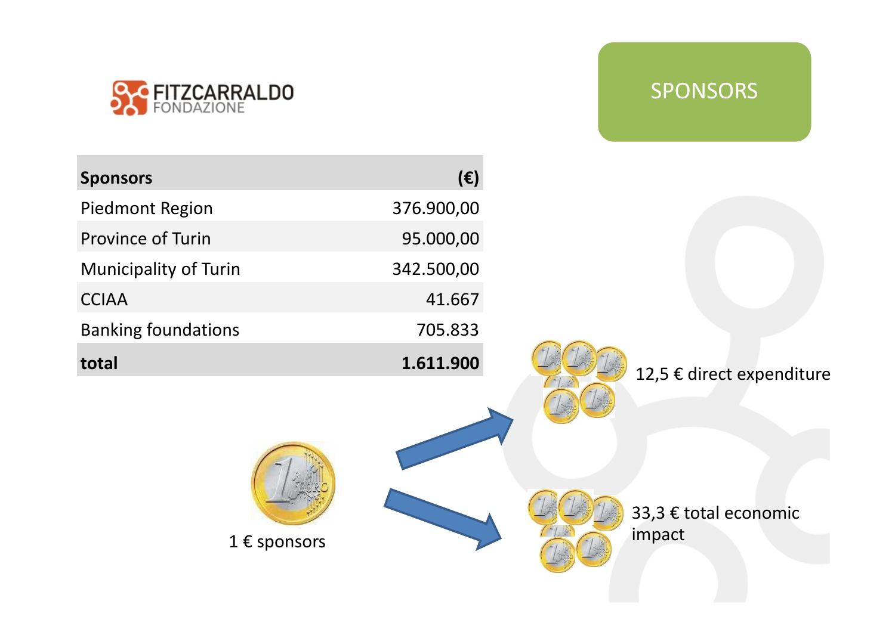FITZCARRALDO FONDAZIONE

## SPONSORS

| Sponsors | (€) |
|---|---:|
| Piedmont Region | 376.900,00 |
| Province of Turin | 95.000,00 |
| Municipality of Turin | 342.500,00 |
| CCIAA | 41.667 |
| Banking foundations | 705.833 |
| **total** | **1.611.900** |

1 € sponsors

12,5 € direct expenditure

33,3 € total economic impact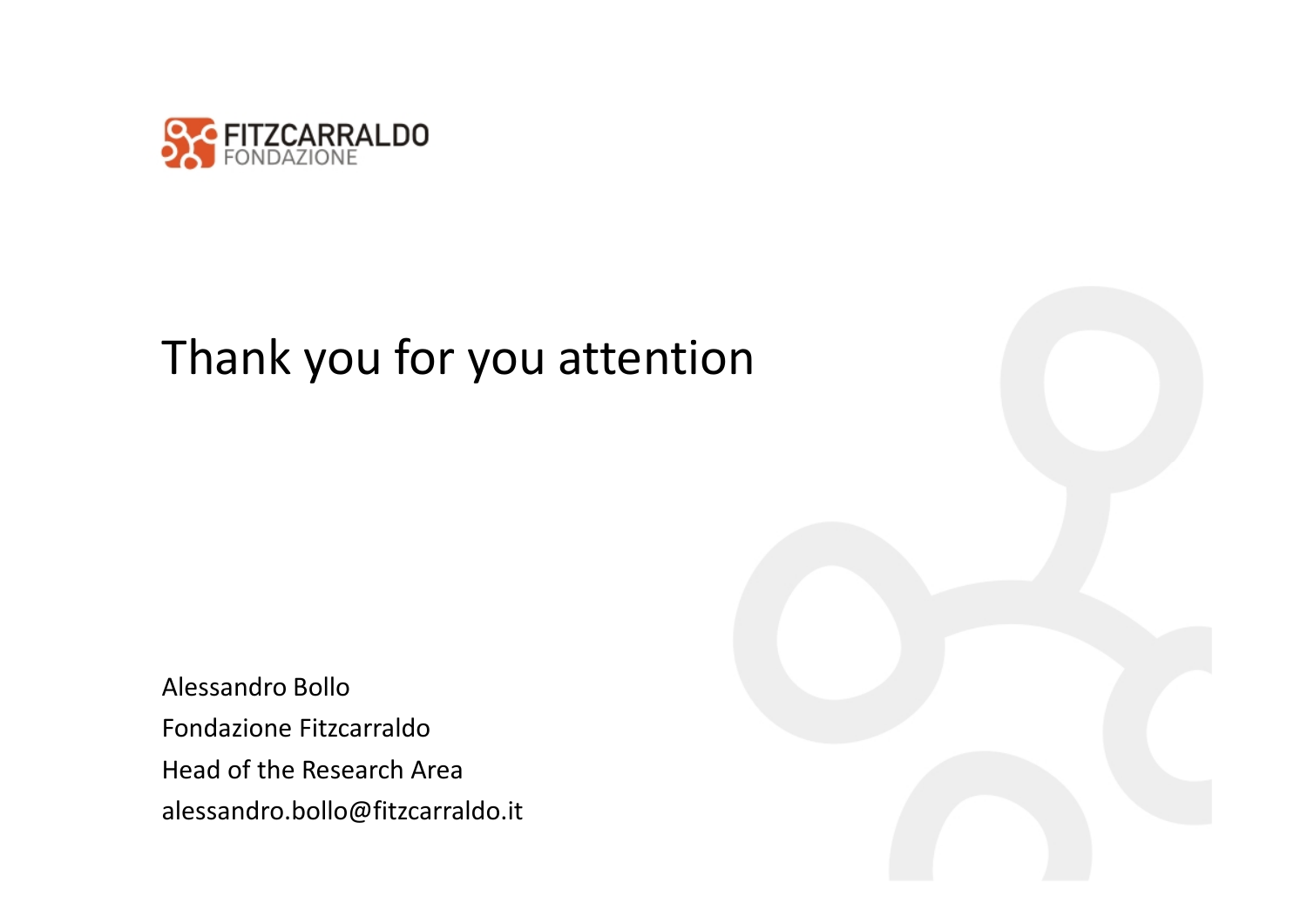FITZCARRALDO
FONDAZIONE

# Thank you for you attention

Alessandro Bollo

Fondazione Fitzcarraldo

Head of the Research Area

alessandro.bollo@fitzcarraldo.it